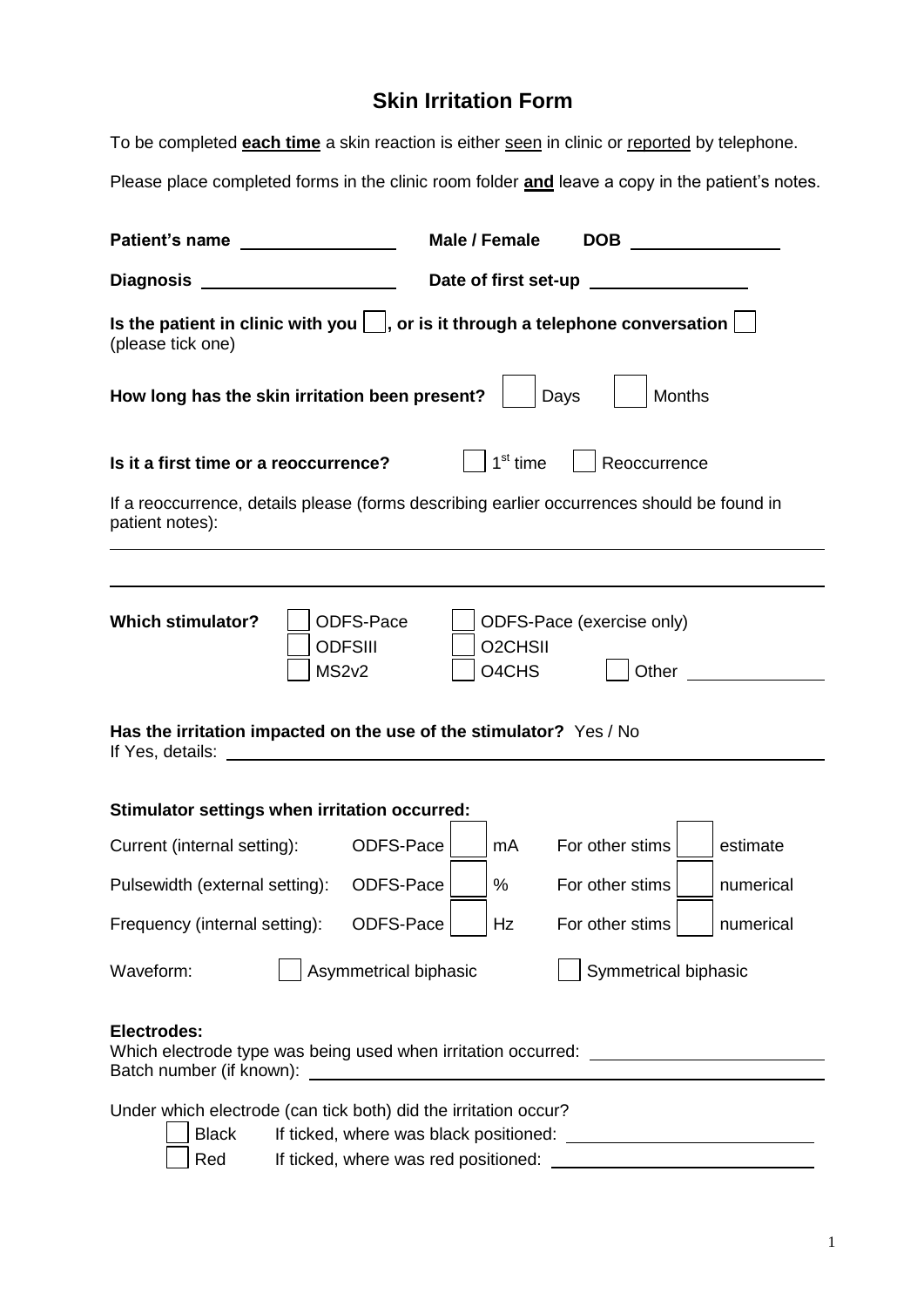# Skin Irritation Form

To be completed **each time** a skin reaction is either seen in clinic or reported by telephone.

Please place completed forms in the clinic room folder **and** leave a copy in the patient's notes.

**Patient's name** ________________ **Male / Female** **DOB** ________________

**Diagnosis** ____________________ **Date of first set-up** ________________

**Is the patient in clinic with you** ☐**, or is it through a telephone conversation** ☐
(please tick one)

**How long has the skin irritation been present?** ☐ Days ☐ Months

**Is it a first time or a reoccurrence?** ☐ 1st time ☐ Reoccurrence

If a reoccurrence, details please (forms describing earlier occurrences should be found in patient notes):

______________________________________________________________________

______________________________________________________________________

**Which stimulator?**

☐ ODFS-Pace ☐ ODFS-Pace (exercise only)
☐ ODFSIII ☐ O2CHSII
☐ MS2v2 ☐ O4CHS ☐ Other ________

**Has the irritation impacted on the use of the stimulator?** Yes / No
If Yes, details: ______________________________________________

**Stimulator settings when irritation occurred:**

| | | | | | | |
|---|---|---|---|---|---|---|
| Current (internal setting): | ODFS-Pace | ☐ | mA | For other stims | ☐ | estimate |
| Pulsewidth (external setting): | ODFS-Pace | ☐ | % | For other stims | ☐ | numerical |
| Frequency (internal setting): | ODFS-Pace | ☐ | Hz | For other stims | ☐ | numerical |

Waveform: ☐ Asymmetrical biphasic ☐ Symmetrical biphasic

**Electrodes:**
Which electrode type was being used when irritation occurred: ________________
Batch number (if known): ______________________________________________

Under which electrode (can tick both) did the irritation occur?

☐ Black If ticked, where was black positioned: ________________

☐ Red If ticked, where was red positioned: ________________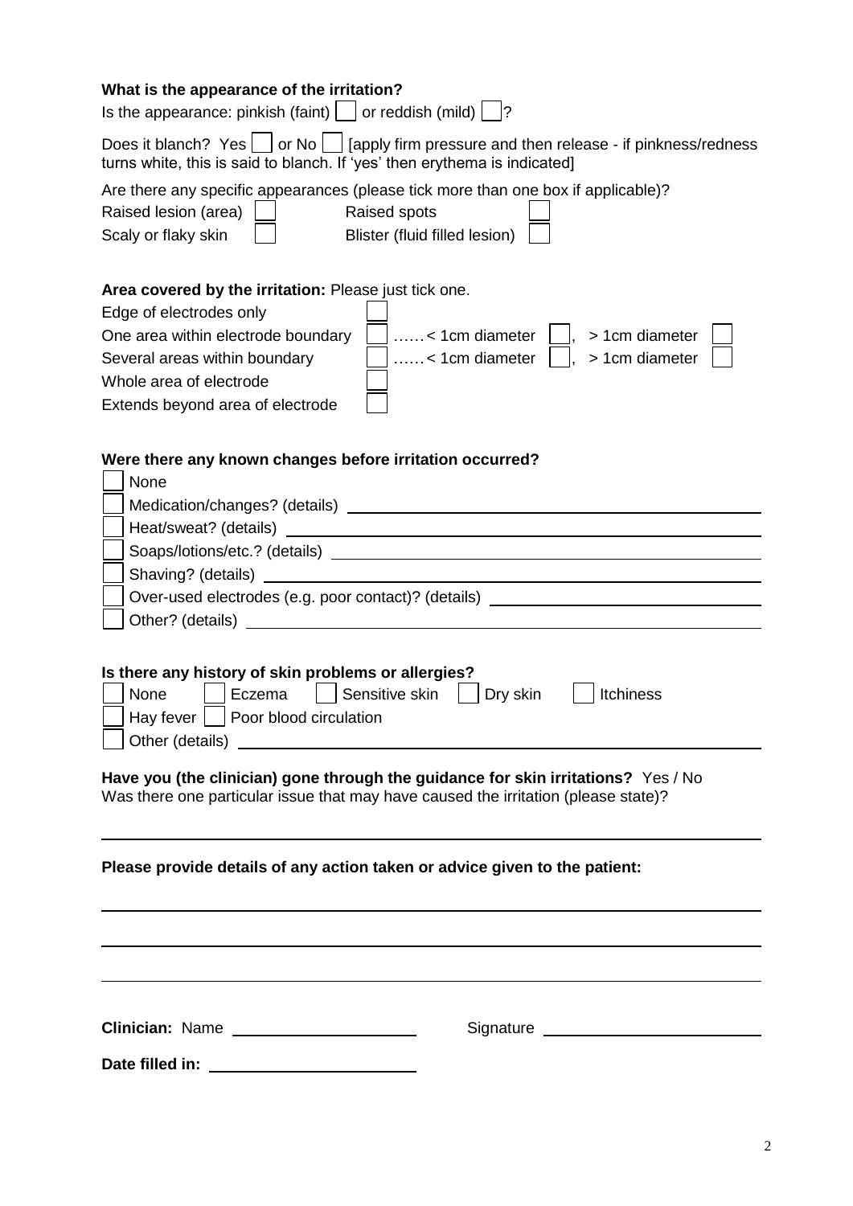**What is the appearance of the irritation?**

Is the appearance: pinkish (faint) ☐ or reddish (mild) ☐?

Does it blanch? Yes ☐ or No ☐ [apply firm pressure and then release - if pinkness/redness turns white, this is said to blanch. If 'yes' then erythema is indicated]

Are there any specific appearances (please tick more than one box if applicable)?

| | | | |
|---|---|---|---|
| Raised lesion (area) | ☐ | Raised spots | ☐ |
| Scaly or flaky skin | ☐ | Blister (fluid filled lesion) | ☐ |

**Area covered by the irritation:** Please just tick one.

| | | | |
|---|---|---|---|
| Edge of electrodes only | ☐ | | |
| One area within electrode boundary | ☐ | …… < 1cm diameter ☐, | > 1cm diameter ☐ |
| Several areas within boundary | ☐ | …… < 1cm diameter ☐, | > 1cm diameter ☐ |
| Whole area of electrode | ☐ | | |
| Extends beyond area of electrode | ☐ | | |

**Were there any known changes before irritation occurred?**

- ☐ None
- ☐ Medication/changes? (details) ____________________
- ☐ Heat/sweat? (details) ____________________
- ☐ Soaps/lotions/etc.? (details) ____________________
- ☐ Shaving? (details) ____________________
- ☐ Over-used electrodes (e.g. poor contact)? (details) ____________________
- ☐ Other? (details) ____________________

**Is there any history of skin problems or allergies?**

☐ None ☐ Eczema ☐ Sensitive skin ☐ Dry skin ☐ Itchiness

☐ Hay fever ☐ Poor blood circulation

☐ Other (details) ____________________

**Have you (the clinician) gone through the guidance for skin irritations?** Yes / No

Was there one particular issue that may have caused the irritation (please state)?

____________________

**Please provide details of any action taken or advice given to the patient:**

____________________

____________________

____________________

**Clinician:** Name ____________________ Signature ____________________

**Date filled in:** ____________________